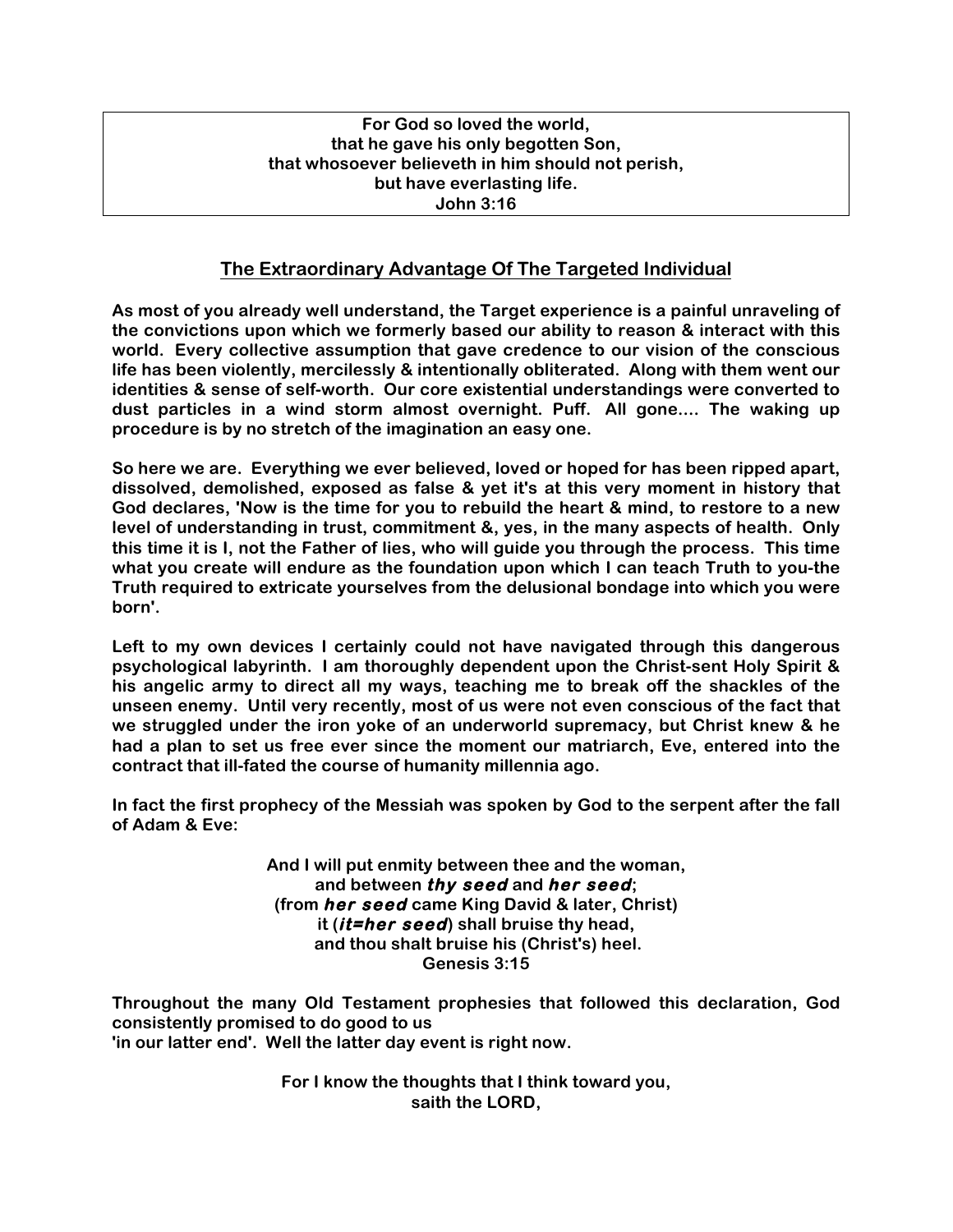**For God so loved the world,**
**that he gave his only begotten Son,**
**that whosoever believeth in him should not perish,**
**but have everlasting life.**
**John 3:16**

## The Extraordinary Advantage Of The Targeted Individual

**As most of you already well understand, the Target experience is a painful unraveling of the convictions upon which we formerly based our ability to reason & interact with this world. Every collective assumption that gave credence to our vision of the conscious life has been violently, mercilessly & intentionally obliterated. Along with them went our identities & sense of self-worth. Our core existential understandings were converted to dust particles in a wind storm almost overnight. Puff. All gone.... The waking up procedure is by no stretch of the imagination an easy one.**

**So here we are. Everything we ever believed, loved or hoped for has been ripped apart, dissolved, demolished, exposed as false & yet it's at this very moment in history that God declares, 'Now is the time for you to rebuild the heart & mind, to restore to a new level of understanding in trust, commitment &, yes, in the many aspects of health. Only this time it is I, not the Father of lies, who will guide you through the process. This time what you create will endure as the foundation upon which I can teach Truth to you-the Truth required to extricate yourselves from the delusional bondage into which you were born'.**

**Left to my own devices I certainly could not have navigated through this dangerous psychological labyrinth. I am thoroughly dependent upon the Christ-sent Holy Spirit & his angelic army to direct all my ways, teaching me to break off the shackles of the unseen enemy. Until very recently, most of us were not even conscious of the fact that we struggled under the iron yoke of an underworld supremacy, but Christ knew & he had a plan to set us free ever since the moment our matriarch, Eve, entered into the contract that ill-fated the course of humanity millennia ago.**

**In fact the first prophecy of the Messiah was spoken by God to the serpent after the fall of Adam & Eve:**

**And I will put enmity between thee and the woman,**
**and between *thy seed* and *her seed*;**
**(from *her seed* came King David & later, Christ)**
**it (*it=her seed*) shall bruise thy head,**
**and thou shalt bruise his (Christ's) heel.**
**Genesis 3:15**

**Throughout the many Old Testament prophesies that followed this declaration, God consistently promised to do good to us**
**'in our latter end'. Well the latter day event is right now.**

**For I know the thoughts that I think toward you,**
**saith the LORD,**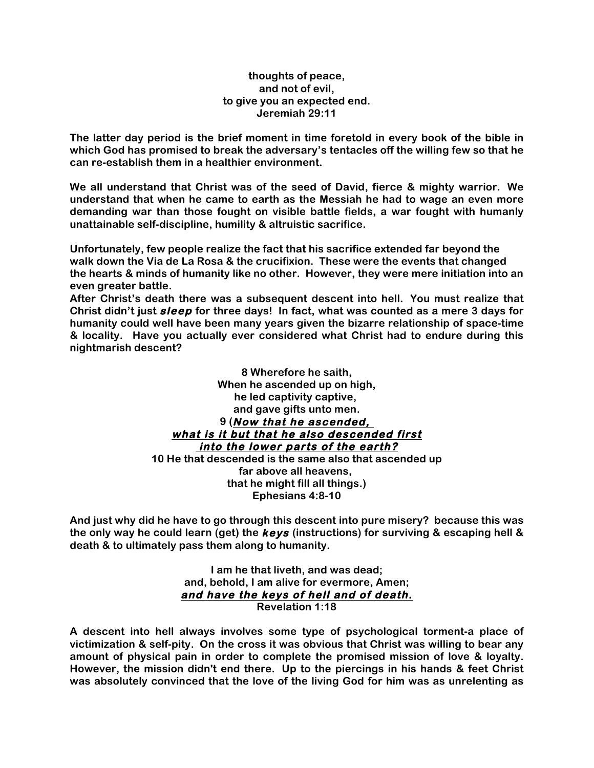**thoughts of peace,**
**and not of evil,**
**to give you an expected end.**
**Jeremiah 29:11**

**The latter day period is the brief moment in time foretold in every book of the bible in which God has promised to break the adversary's tentacles off the willing few so that he can re-establish them in a healthier environment.**

**We all understand that Christ was of the seed of David, fierce & mighty warrior. We understand that when he came to earth as the Messiah he had to wage an even more demanding war than those fought on visible battle fields, a war fought with humanly unattainable self-discipline, humility & altruistic sacrifice.**

**Unfortunately, few people realize the fact that his sacrifice extended far beyond the walk down the Via de La Rosa & the crucifixion. These were the events that changed the hearts & minds of humanity like no other. However, they were mere initiation into an even greater battle.**

**After Christ's death there was a subsequent descent into hell. You must realize that Christ didn't just *sleep* for three days! In fact, what was counted as a mere 3 days for humanity could well have been many years given the bizarre relationship of space-time & locality. Have you actually ever considered what Christ had to endure during this nightmarish descent?**

**8 Wherefore he saith,**
**When he ascended up on high,**
**he led captivity captive,**
**and gave gifts unto men.**
**9 (*<u>Now that he ascended,</u>***
***<u>what is it but that he also descended first</u>***
***<u>into the lower parts of the earth?</u>***
**10 He that descended is the same also that ascended up**
**far above all heavens,**
**that he might fill all things.)**
**Ephesians 4:8-10**

**And just why did he have to go through this descent into pure misery? because this was the only way he could learn (get) the *keys* (instructions) for surviving & escaping hell & death & to ultimately pass them along to humanity.**

**I am he that liveth, and was dead;**
**and, behold, I am alive for evermore, Amen;**
***<u>and have the keys of hell and of death.</u>***
**Revelation 1:18**

**A descent into hell always involves some type of psychological torment-a place of victimization & self-pity. On the cross it was obvious that Christ was willing to bear any amount of physical pain in order to complete the promised mission of love & loyalty. However, the mission didn't end there. Up to the piercings in his hands & feet Christ was absolutely convinced that the love of the living God for him was as unrelenting as**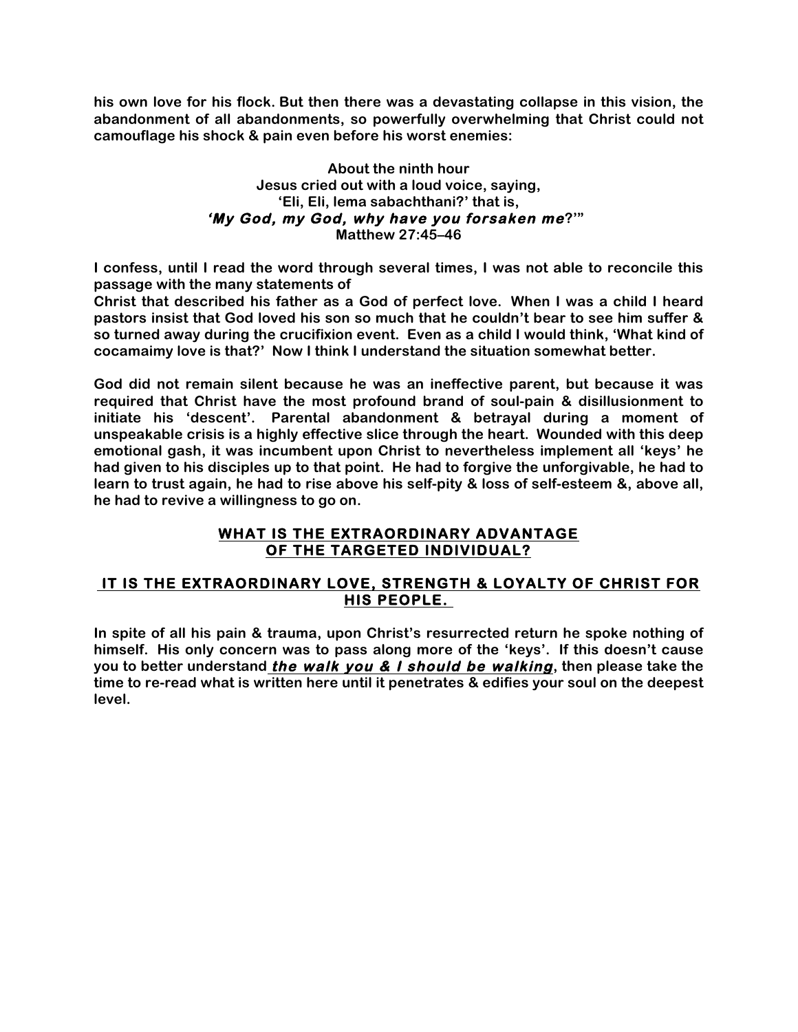**his own love for his flock. But then there was a devastating collapse in this vision, the abandonment of all abandonments, so powerfully overwhelming that Christ could not camouflage his shock & pain even before his worst enemies:**

**About the ninth hour**
**Jesus cried out with a loud voice, saying,**
**'Eli, Eli, lema sabachthani?' that is,**
***'My God, my God, why have you forsaken me?'"***
**Matthew 27:45–46**

**I confess, until I read the word through several times, I was not able to reconcile this passage with the many statements of**
**Christ that described his father as a God of perfect love. When I was a child I heard pastors insist that God loved his son so much that he couldn't bear to see him suffer & so turned away during the crucifixion event. Even as a child I would think, 'What kind of cocamaimy love is that?' Now I think I understand the situation somewhat better.**

**God did not remain silent because he was an ineffective parent, but because it was required that Christ have the most profound brand of soul-pain & disillusionment to initiate his 'descent'. Parental abandonment & betrayal during a moment of unspeakable crisis is a highly effective slice through the heart. Wounded with this deep emotional gash, it was incumbent upon Christ to nevertheless implement all 'keys' he had given to his disciples up to that point. He had to forgive the unforgivable, he had to learn to trust again, he had to rise above his self-pity & loss of self-esteem &, above all, he had to revive a willingness to go on.**

## WHAT IS THE EXTRAORDINARY ADVANTAGE OF THE TARGETED INDIVIDUAL?

## IT IS THE EXTRAORDINARY LOVE, STRENGTH & LOYALTY OF CHRIST FOR HIS PEOPLE.

**In spite of all his pain & trauma, upon Christ's resurrected return he spoke nothing of himself. His only concern was to pass along more of the 'keys'. If this doesn't cause you to better understand *the walk you & I should be walking*, then please take the time to re-read what is written here until it penetrates & edifies your soul on the deepest level.**